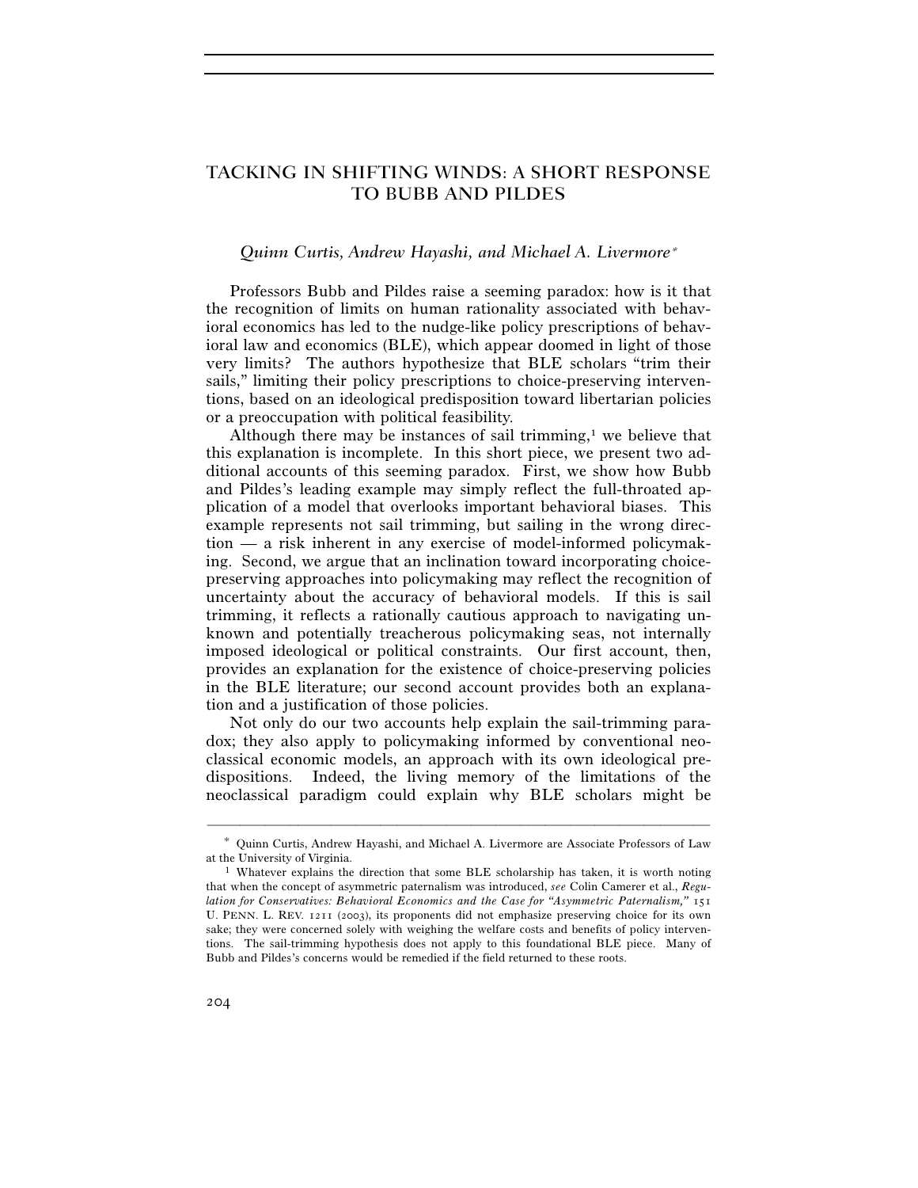# TACKING IN SHIFTING WINDS: A SHORT RESPONSE TO BUBB AND PILDES

*Quinn Curtis, Andrew Hayashi, and Michael A. Livermore*[*]

Professors Bubb and Pildes raise a seeming paradox: how is it that the recognition of limits on human rationality associated with behavioral economics has led to the nudge-like policy prescriptions of behavioral law and economics (BLE), which appear doomed in light of those very limits? The authors hypothesize that BLE scholars "trim their sails," limiting their policy prescriptions to choice-preserving interventions, based on an ideological predisposition toward libertarian policies or a preoccupation with political feasibility.

Although there may be instances of sail trimming,[1] we believe that this explanation is incomplete. In this short piece, we present two additional accounts of this seeming paradox. First, we show how Bubb and Pildes's leading example may simply reflect the full-throated application of a model that overlooks important behavioral biases. This example represents not sail trimming, but sailing in the wrong direction — a risk inherent in any exercise of model-informed policymaking. Second, we argue that an inclination toward incorporating choice-preserving approaches into policymaking may reflect the recognition of uncertainty about the accuracy of behavioral models. If this is sail trimming, it reflects a rationally cautious approach to navigating unknown and potentially treacherous policymaking seas, not internally imposed ideological or political constraints. Our first account, then, provides an explanation for the existence of choice-preserving policies in the BLE literature; our second account provides both an explanation and a justification of those policies.

Not only do our two accounts help explain the sail-trimming paradox; they also apply to policymaking informed by conventional neoclassical economic models, an approach with its own ideological predispositions. Indeed, the living memory of the limitations of the neoclassical paradigm could explain why BLE scholars might be

---

[*] Quinn Curtis, Andrew Hayashi, and Michael A. Livermore are Associate Professors of Law at the University of Virginia.

[1] Whatever explains the direction that some BLE scholarship has taken, it is worth noting that when the concept of asymmetric paternalism was introduced, *see* Colin Camerer et al., *Regulation for Conservatives: Behavioral Economics and the Case for "Asymmetric Paternalism,"* 151 U. PENN. L. REV. 1211 (2003), its proponents did not emphasize preserving choice for its own sake; they were concerned solely with weighing the welfare costs and benefits of policy interventions. The sail-trimming hypothesis does not apply to this foundational BLE piece. Many of Bubb and Pildes's concerns would be remedied if the field returned to these roots.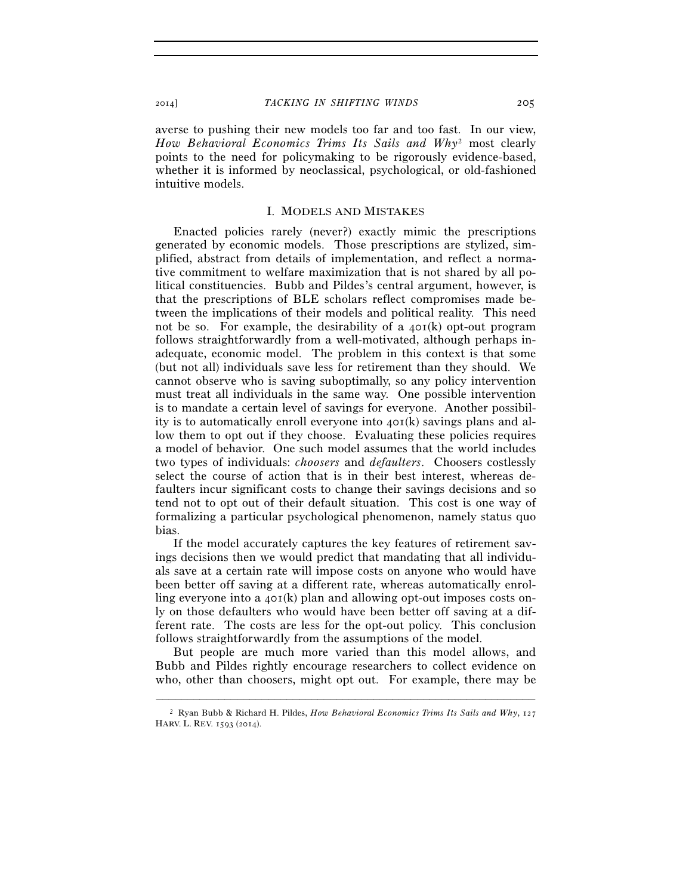averse to pushing their new models too far and too fast. In our view, *How Behavioral Economics Trims Its Sails and Why*[2] most clearly points to the need for policymaking to be rigorously evidence-based, whether it is informed by neoclassical, psychological, or old-fashioned intuitive models.

## I. MODELS AND MISTAKES

Enacted policies rarely (never?) exactly mimic the prescriptions generated by economic models. Those prescriptions are stylized, simplified, abstract from details of implementation, and reflect a normative commitment to welfare maximization that is not shared by all political constituencies. Bubb and Pildes's central argument, however, is that the prescriptions of BLE scholars reflect compromises made between the implications of their models and political reality. This need not be so. For example, the desirability of a 401(k) opt-out program follows straightforwardly from a well-motivated, although perhaps inadequate, economic model. The problem in this context is that some (but not all) individuals save less for retirement than they should. We cannot observe who is saving suboptimally, so any policy intervention must treat all individuals in the same way. One possible intervention is to mandate a certain level of savings for everyone. Another possibility is to automatically enroll everyone into 401(k) savings plans and allow them to opt out if they choose. Evaluating these policies requires a model of behavior. One such model assumes that the world includes two types of individuals: *choosers* and *defaulters*. Choosers costlessly select the course of action that is in their best interest, whereas defaulters incur significant costs to change their savings decisions and so tend not to opt out of their default situation. This cost is one way of formalizing a particular psychological phenomenon, namely status quo bias.

If the model accurately captures the key features of retirement savings decisions then we would predict that mandating that all individuals save at a certain rate will impose costs on anyone who would have been better off saving at a different rate, whereas automatically enrolling everyone into a 401(k) plan and allowing opt-out imposes costs only on those defaulters who would have been better off saving at a different rate. The costs are less for the opt-out policy. This conclusion follows straightforwardly from the assumptions of the model.

But people are much more varied than this model allows, and Bubb and Pildes rightly encourage researchers to collect evidence on who, other than choosers, might opt out. For example, there may be

---

[2] Ryan Bubb & Richard H. Pildes, *How Behavioral Economics Trims Its Sails and Why*, 127 HARV. L. REV. 1593 (2014).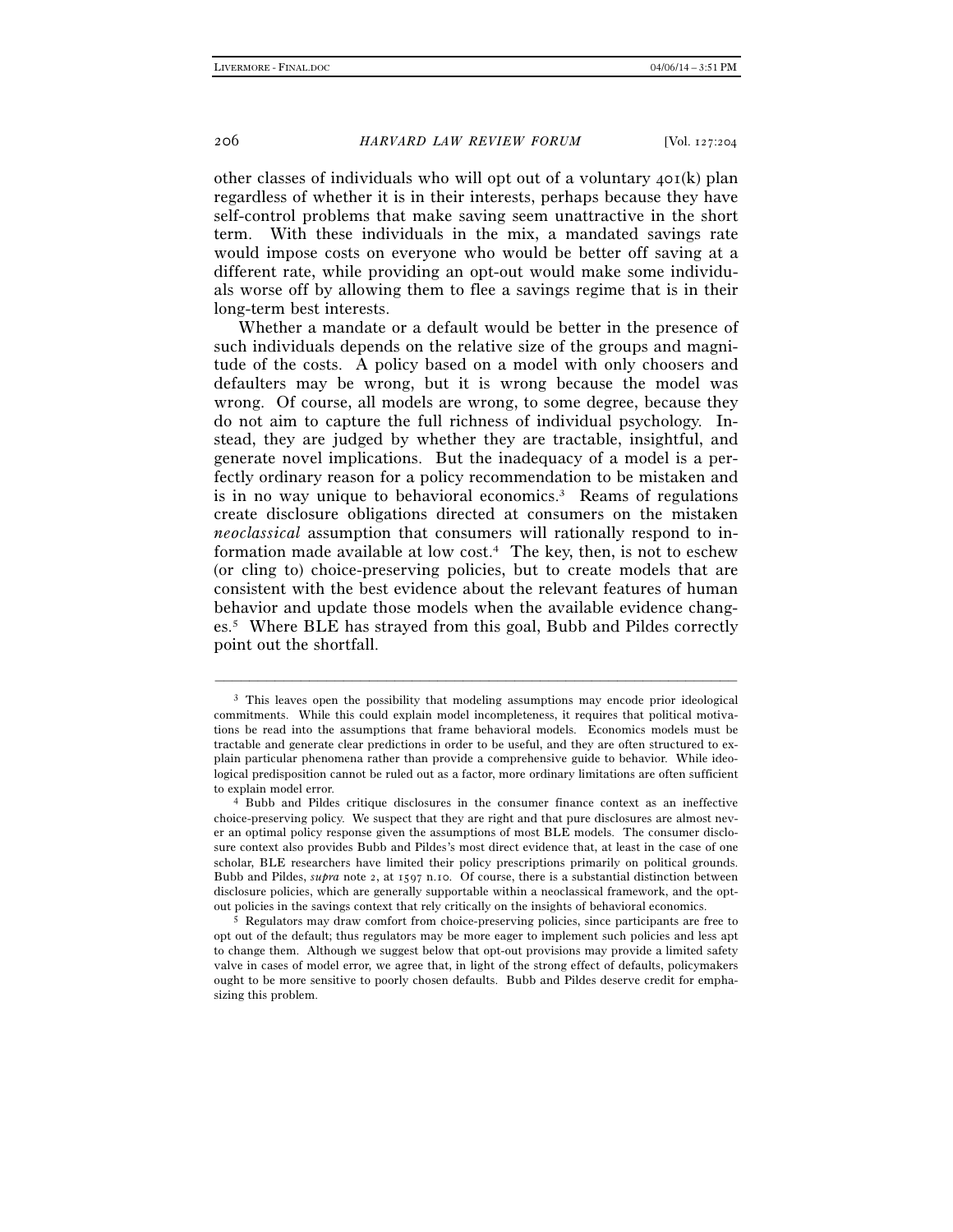other classes of individuals who will opt out of a voluntary 401(k) plan regardless of whether it is in their interests, perhaps because they have self-control problems that make saving seem unattractive in the short term. With these individuals in the mix, a mandated savings rate would impose costs on everyone who would be better off saving at a different rate, while providing an opt-out would make some individuals worse off by allowing them to flee a savings regime that is in their long-term best interests.

Whether a mandate or a default would be better in the presence of such individuals depends on the relative size of the groups and magnitude of the costs. A policy based on a model with only choosers and defaulters may be wrong, but it is wrong because the model was wrong. Of course, all models are wrong, to some degree, because they do not aim to capture the full richness of individual psychology. Instead, they are judged by whether they are tractable, insightful, and generate novel implications. But the inadequacy of a model is a perfectly ordinary reason for a policy recommendation to be mistaken and is in no way unique to behavioral economics.[3] Reams of regulations create disclosure obligations directed at consumers on the mistaken *neoclassical* assumption that consumers will rationally respond to information made available at low cost.[4] The key, then, is not to eschew (or cling to) choice-preserving policies, but to create models that are consistent with the best evidence about the relevant features of human behavior and update those models when the available evidence changes.[5] Where BLE has strayed from this goal, Bubb and Pildes correctly point out the shortfall.

---

[3] This leaves open the possibility that modeling assumptions may encode prior ideological commitments. While this could explain model incompleteness, it requires that political motivations be read into the assumptions that frame behavioral models. Economics models must be tractable and generate clear predictions in order to be useful, and they are often structured to explain particular phenomena rather than provide a comprehensive guide to behavior. While ideological predisposition cannot be ruled out as a factor, more ordinary limitations are often sufficient to explain model error.

[4] Bubb and Pildes critique disclosures in the consumer finance context as an ineffective choice-preserving policy. We suspect that they are right and that pure disclosures are almost never an optimal policy response given the assumptions of most BLE models. The consumer disclosure context also provides Bubb and Pildes's most direct evidence that, at least in the case of one scholar, BLE researchers have limited their policy prescriptions primarily on political grounds. Bubb and Pildes, *supra* note 2, at 1597 n.10. Of course, there is a substantial distinction between disclosure policies, which are generally supportable within a neoclassical framework, and the opt-out policies in the savings context that rely critically on the insights of behavioral economics.

[5] Regulators may draw comfort from choice-preserving policies, since participants are free to opt out of the default; thus regulators may be more eager to implement such policies and less apt to change them. Although we suggest below that opt-out provisions may provide a limited safety valve in cases of model error, we agree that, in light of the strong effect of defaults, policymakers ought to be more sensitive to poorly chosen defaults. Bubb and Pildes deserve credit for emphasizing this problem.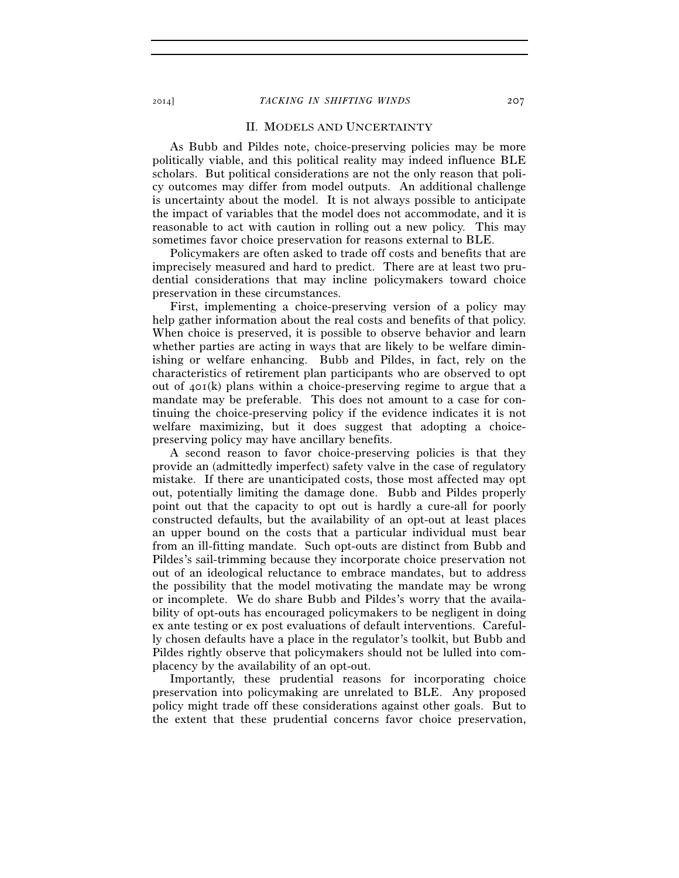## II. Models and Uncertainty

As Bubb and Pildes note, choice-preserving policies may be more politically viable, and this political reality may indeed influence BLE scholars. But political considerations are not the only reason that policy outcomes may differ from model outputs. An additional challenge is uncertainty about the model. It is not always possible to anticipate the impact of variables that the model does not accommodate, and it is reasonable to act with caution in rolling out a new policy. This may sometimes favor choice preservation for reasons external to BLE.

Policymakers are often asked to trade off costs and benefits that are imprecisely measured and hard to predict. There are at least two prudential considerations that may incline policymakers toward choice preservation in these circumstances.

First, implementing a choice-preserving version of a policy may help gather information about the real costs and benefits of that policy. When choice is preserved, it is possible to observe behavior and learn whether parties are acting in ways that are likely to be welfare diminishing or welfare enhancing. Bubb and Pildes, in fact, rely on the characteristics of retirement plan participants who are observed to opt out of 401(k) plans within a choice-preserving regime to argue that a mandate may be preferable. This does not amount to a case for continuing the choice-preserving policy if the evidence indicates it is not welfare maximizing, but it does suggest that adopting a choice-preserving policy may have ancillary benefits.

A second reason to favor choice-preserving policies is that they provide an (admittedly imperfect) safety valve in the case of regulatory mistake. If there are unanticipated costs, those most affected may opt out, potentially limiting the damage done. Bubb and Pildes properly point out that the capacity to opt out is hardly a cure-all for poorly constructed defaults, but the availability of an opt-out at least places an upper bound on the costs that a particular individual must bear from an ill-fitting mandate. Such opt-outs are distinct from Bubb and Pildes's sail-trimming because they incorporate choice preservation not out of an ideological reluctance to embrace mandates, but to address the possibility that the model motivating the mandate may be wrong or incomplete. We do share Bubb and Pildes's worry that the availability of opt-outs has encouraged policymakers to be negligent in doing ex ante testing or ex post evaluations of default interventions. Carefully chosen defaults have a place in the regulator's toolkit, but Bubb and Pildes rightly observe that policymakers should not be lulled into complacency by the availability of an opt-out.

Importantly, these prudential reasons for incorporating choice preservation into policymaking are unrelated to BLE. Any proposed policy might trade off these considerations against other goals. But to the extent that these prudential concerns favor choice preservation,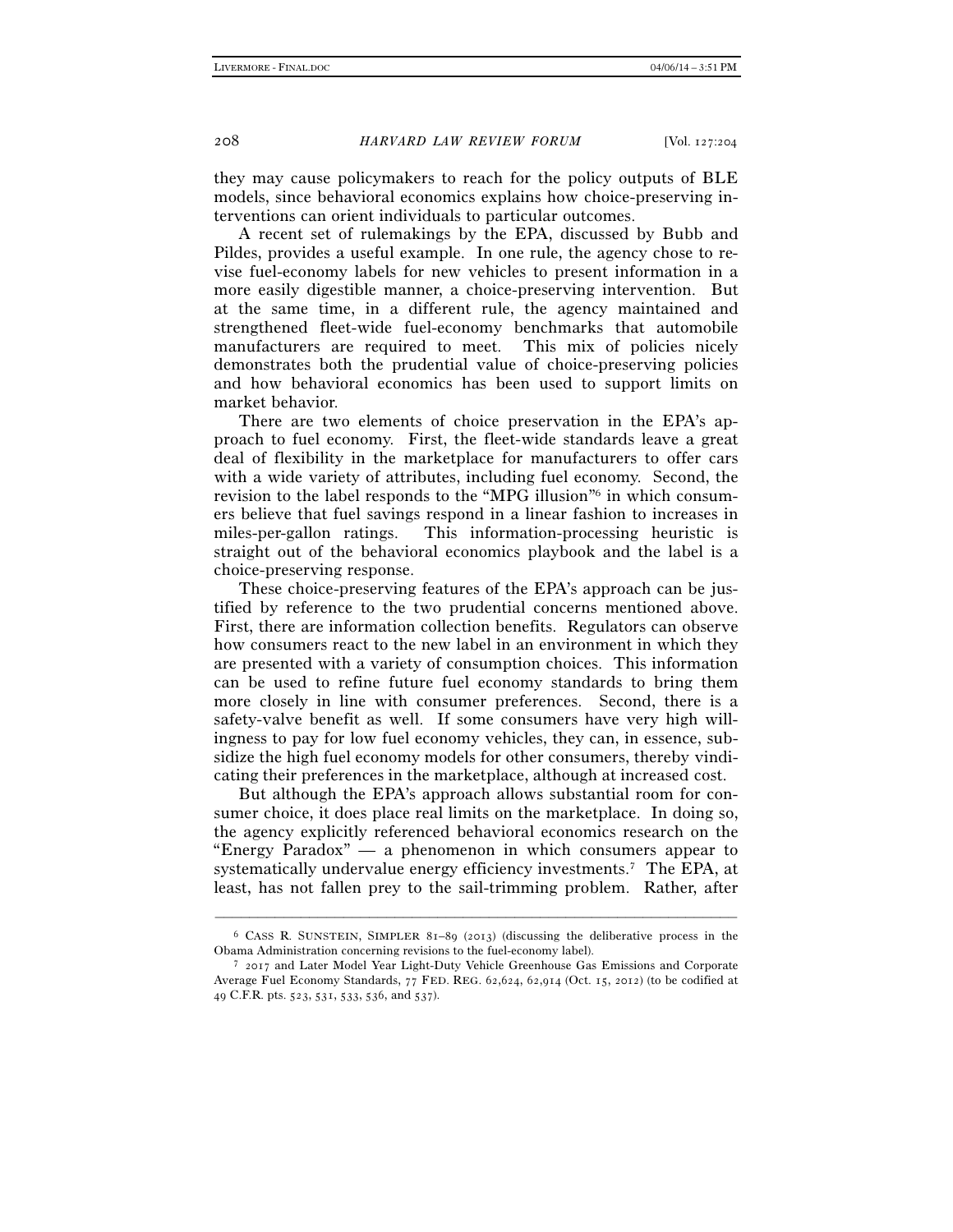they may cause policymakers to reach for the policy outputs of BLE models, since behavioral economics explains how choice-preserving interventions can orient individuals to particular outcomes.

A recent set of rulemakings by the EPA, discussed by Bubb and Pildes, provides a useful example. In one rule, the agency chose to revise fuel-economy labels for new vehicles to present information in a more easily digestible manner, a choice-preserving intervention. But at the same time, in a different rule, the agency maintained and strengthened fleet-wide fuel-economy benchmarks that automobile manufacturers are required to meet. This mix of policies nicely demonstrates both the prudential value of choice-preserving policies and how behavioral economics has been used to support limits on market behavior.

There are two elements of choice preservation in the EPA's approach to fuel economy. First, the fleet-wide standards leave a great deal of flexibility in the marketplace for manufacturers to offer cars with a wide variety of attributes, including fuel economy. Second, the revision to the label responds to the "MPG illusion"[6] in which consumers believe that fuel savings respond in a linear fashion to increases in miles-per-gallon ratings. This information-processing heuristic is straight out of the behavioral economics playbook and the label is a choice-preserving response.

These choice-preserving features of the EPA's approach can be justified by reference to the two prudential concerns mentioned above. First, there are information collection benefits. Regulators can observe how consumers react to the new label in an environment in which they are presented with a variety of consumption choices. This information can be used to refine future fuel economy standards to bring them more closely in line with consumer preferences. Second, there is a safety-valve benefit as well. If some consumers have very high willingness to pay for low fuel economy vehicles, they can, in essence, subsidize the high fuel economy models for other consumers, thereby vindicating their preferences in the marketplace, although at increased cost.

But although the EPA's approach allows substantial room for consumer choice, it does place real limits on the marketplace. In doing so, the agency explicitly referenced behavioral economics research on the "Energy Paradox" — a phenomenon in which consumers appear to systematically undervalue energy efficiency investments.[7] The EPA, at least, has not fallen prey to the sail-trimming problem. Rather, after

---

[6] CASS R. SUNSTEIN, SIMPLER 81–89 (2013) (discussing the deliberative process in the Obama Administration concerning revisions to the fuel-economy label).

[7] 2017 and Later Model Year Light-Duty Vehicle Greenhouse Gas Emissions and Corporate Average Fuel Economy Standards, 77 FED. REG. 62,624, 62,914 (Oct. 15, 2012) (to be codified at 49 C.F.R. pts. 523, 531, 533, 536, and 537).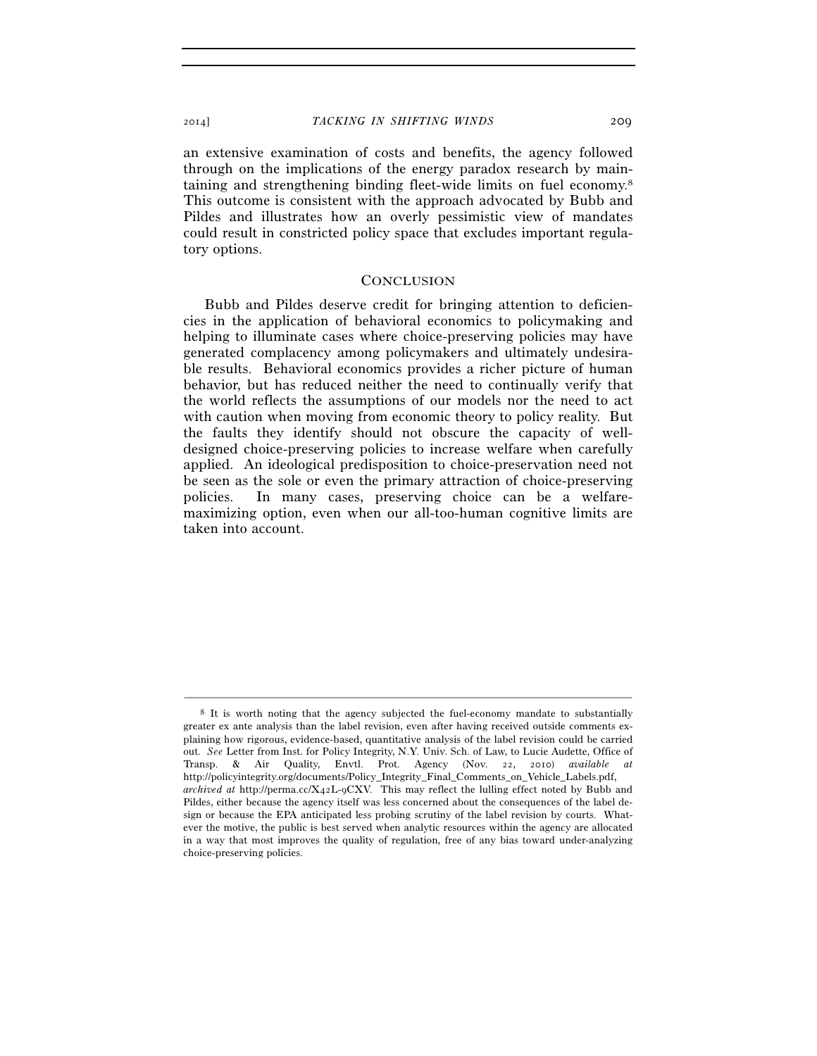an extensive examination of costs and benefits, the agency followed through on the implications of the energy paradox research by maintaining and strengthening binding fleet-wide limits on fuel economy.[8] This outcome is consistent with the approach advocated by Bubb and Pildes and illustrates how an overly pessimistic view of mandates could result in constricted policy space that excludes important regulatory options.

## Conclusion

Bubb and Pildes deserve credit for bringing attention to deficiencies in the application of behavioral economics to policymaking and helping to illuminate cases where choice-preserving policies may have generated complacency among policymakers and ultimately undesirable results. Behavioral economics provides a richer picture of human behavior, but has reduced neither the need to continually verify that the world reflects the assumptions of our models nor the need to act with caution when moving from economic theory to policy reality. But the faults they identify should not obscure the capacity of well-designed choice-preserving policies to increase welfare when carefully applied. An ideological predisposition to choice-preservation need not be seen as the sole or even the primary attraction of choice-preserving policies. In many cases, preserving choice can be a welfare-maximizing option, even when our all-too-human cognitive limits are taken into account.

---

[8] It is worth noting that the agency subjected the fuel-economy mandate to substantially greater ex ante analysis than the label revision, even after having received outside comments explaining how rigorous, evidence-based, quantitative analysis of the label revision could be carried out. *See* Letter from Inst. for Policy Integrity, N.Y. Univ. Sch. of Law, to Lucie Audette, Office of Transp. & Air Quality, Envtl. Prot. Agency (Nov. 22, 2010) *available at* http://policyintegrity.org/documents/Policy_Integrity_Final_Comments_on_Vehicle_Labels.pdf, *archived at* http://perma.cc/X42L-9CXV. This may reflect the lulling effect noted by Bubb and Pildes, either because the agency itself was less concerned about the consequences of the label design or because the EPA anticipated less probing scrutiny of the label revision by courts. Whatever the motive, the public is best served when analytic resources within the agency are allocated in a way that most improves the quality of regulation, free of any bias toward under-analyzing choice-preserving policies.